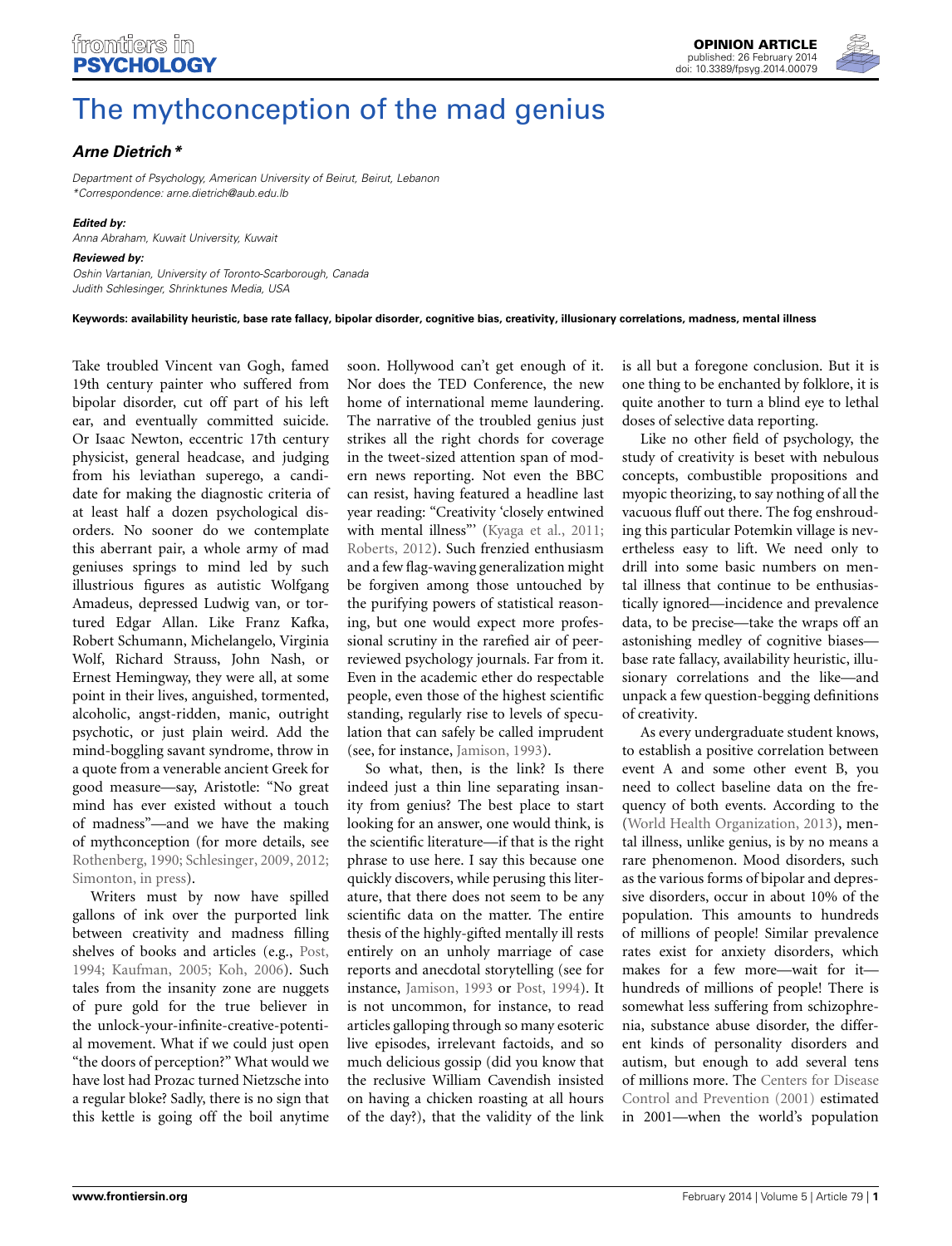# The mythconception of the mad genius

***Arne Dietrich****

*Department of Psychology, American University of Beirut, Beirut, Lebanon*
*\*Correspondence: arne.dietrich@aub.edu.lb*

***Edited by:***
*Anna Abraham, Kuwait University, Kuwait*

***Reviewed by:***
*Oshin Vartanian, University of Toronto-Scarborough, Canada*
*Judith Schlesinger, Shrinktunes Media, USA*

**Keywords: availability heuristic, base rate fallacy, bipolar disorder, cognitive bias, creativity, illusionary correlations, madness, mental illness**

Take troubled Vincent van Gogh, famed 19th century painter who suffered from bipolar disorder, cut off part of his left ear, and eventually committed suicide. Or Isaac Newton, eccentric 17th century physicist, general headcase, and judging from his leviathan superego, a candidate for making the diagnostic criteria of at least half a dozen psychological disorders. No sooner do we contemplate this aberrant pair, a whole army of mad geniuses springs to mind led by such illustrious figures as autistic Wolfgang Amadeus, depressed Ludwig van, or tortured Edgar Allan. Like Franz Kafka, Robert Schumann, Michelangelo, Virginia Wolf, Richard Strauss, John Nash, or Ernest Hemingway, they were all, at some point in their lives, anguished, tormented, alcoholic, angst-ridden, manic, outright psychotic, or just plain weird. Add the mind-boggling savant syndrome, throw in a quote from a venerable ancient Greek for good measure—say, Aristotle: "No great mind has ever existed without a touch of madness"—and we have the making of mythconception (for more details, see Rothenberg, 1990; Schlesinger, 2009, 2012; Simonton, in press).

Writers must by now have spilled gallons of ink over the purported link between creativity and madness filling shelves of books and articles (e.g., Post, 1994; Kaufman, 2005; Koh, 2006). Such tales from the insanity zone are nuggets of pure gold for the true believer in the unlock-your-infinite-creative-potential movement. What if we could just open "the doors of perception?" What would we have lost had Prozac turned Nietzsche into a regular bloke? Sadly, there is no sign that this kettle is going off the boil anytime soon. Hollywood can't get enough of it. Nor does the TED Conference, the new home of international meme laundering. The narrative of the troubled genius just strikes all the right chords for coverage in the tweet-sized attention span of modern news reporting. Not even the BBC can resist, having featured a headline last year reading: "Creativity 'closely entwined with mental illness"' (Kyaga et al., 2011; Roberts, 2012). Such frenzied enthusiasm and a few flag-waving generalization might be forgiven among those untouched by the purifying powers of statistical reasoning, but one would expect more professional scrutiny in the rarefied air of peer-reviewed psychology journals. Far from it. Even in the academic ether do respectable people, even those of the highest scientific standing, regularly rise to levels of speculation that can safely be called imprudent (see, for instance, Jamison, 1993).

So what, then, is the link? Is there indeed just a thin line separating insanity from genius? The best place to start looking for an answer, one would think, is the scientific literature—if that is the right phrase to use here. I say this because one quickly discovers, while perusing this literature, that there does not seem to be any scientific data on the matter. The entire thesis of the highly-gifted mentally ill rests entirely on an unholy marriage of case reports and anecdotal storytelling (see for instance, Jamison, 1993 or Post, 1994). It is not uncommon, for instance, to read articles galloping through so many esoteric live episodes, irrelevant factoids, and so much delicious gossip (did you know that the reclusive William Cavendish insisted on having a chicken roasting at all hours of the day?), that the validity of the link is all but a foregone conclusion. But it is one thing to be enchanted by folklore, it is quite another to turn a blind eye to lethal doses of selective data reporting.

Like no other field of psychology, the study of creativity is beset with nebulous concepts, combustible propositions and myopic theorizing, to say nothing of all the vacuous fluff out there. The fog enshrouding this particular Potemkin village is nevertheless easy to lift. We need only to drill into some basic numbers on mental illness that continue to be enthusiastically ignored—incidence and prevalence data, to be precise—take the wraps off an astonishing medley of cognitive biases—base rate fallacy, availability heuristic, illusionary correlations and the like—and unpack a few question-begging definitions of creativity.

As every undergraduate student knows, to establish a positive correlation between event A and some other event B, you need to collect baseline data on the frequency of both events. According to the (World Health Organization, 2013), mental illness, unlike genius, is by no means a rare phenomenon. Mood disorders, such as the various forms of bipolar and depressive disorders, occur in about 10% of the population. This amounts to hundreds of millions of people! Similar prevalence rates exist for anxiety disorders, which makes for a few more—wait for it—hundreds of millions of people! There is somewhat less suffering from schizophrenia, substance abuse disorder, the different kinds of personality disorders and autism, but enough to add several tens of millions more. The Centers for Disease Control and Prevention (2001) estimated in 2001—when the world's population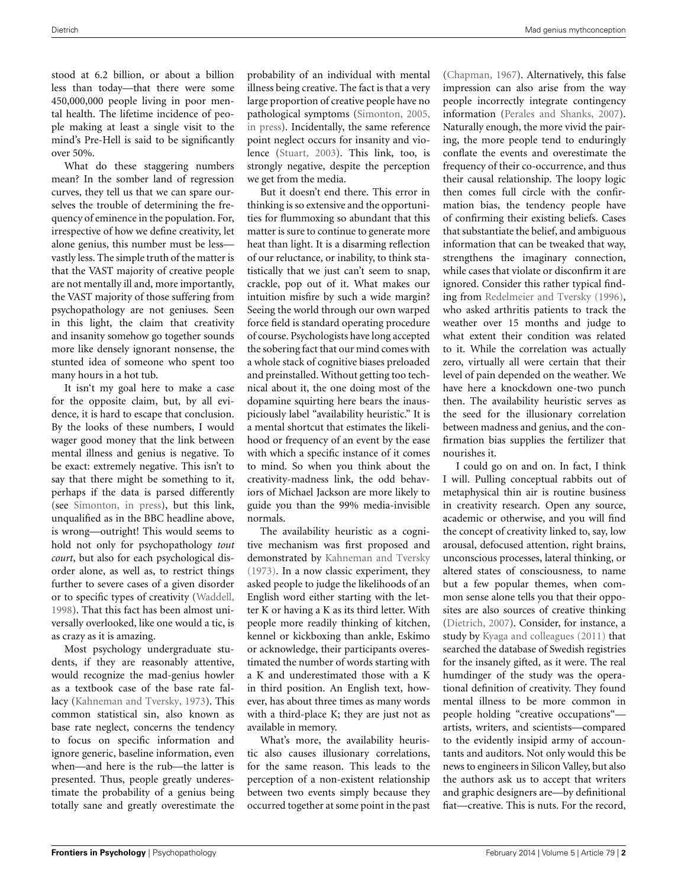stood at 6.2 billion, or about a billion less than today—that there were some 450,000,000 people living in poor mental health. The lifetime incidence of people making at least a single visit to the mind's Pre-Hell is said to be significantly over 50%.

What do these staggering numbers mean? In the somber land of regression curves, they tell us that we can spare ourselves the trouble of determining the frequency of eminence in the population. For, irrespective of how we define creativity, let alone genius, this number must be less—vastly less. The simple truth of the matter is that the VAST majority of creative people are not mentally ill and, more importantly, the VAST majority of those suffering from psychopathology are not geniuses. Seen in this light, the claim that creativity and insanity somehow go together sounds more like densely ignorant nonsense, the stunted idea of someone who spent too many hours in a hot tub.

It isn't my goal here to make a case for the opposite claim, but, by all evidence, it is hard to escape that conclusion. By the looks of these numbers, I would wager good money that the link between mental illness and genius is negative. To be exact: extremely negative. This isn't to say that there might be something to it, perhaps if the data is parsed differently (see Simonton, in press), but this link, unqualified as in the BBC headline above, is wrong—outright! This would seems to hold not only for psychopathology *tout court*, but also for each psychological disorder alone, as well as, to restrict things further to severe cases of a given disorder or to specific types of creativity (Waddell, 1998). That this fact has been almost universally overlooked, like one would a tic, is as crazy as it is amazing.

Most psychology undergraduate students, if they are reasonably attentive, would recognize the mad-genius howler as a textbook case of the base rate fallacy (Kahneman and Tversky, 1973). This common statistical sin, also known as base rate neglect, concerns the tendency to focus on specific information and ignore generic, baseline information, even when—and here is the rub—the latter is presented. Thus, people greatly underestimate the probability of a genius being totally sane and greatly overestimate the probability of an individual with mental illness being creative. The fact is that a very large proportion of creative people have no pathological symptoms (Simonton, 2005, in press). Incidentally, the same reference point neglect occurs for insanity and violence (Stuart, 2003). This link, too, is strongly negative, despite the perception we get from the media.

But it doesn't end there. This error in thinking is so extensive and the opportunities for flummoxing so abundant that this matter is sure to continue to generate more heat than light. It is a disarming reflection of our reluctance, or inability, to think statistically that we just can't seem to snap, crackle, pop out of it. What makes our intuition misfire by such a wide margin? Seeing the world through our own warped force field is standard operating procedure of course. Psychologists have long accepted the sobering fact that our mind comes with a whole stack of cognitive biases preloaded and preinstalled. Without getting too technical about it, the one doing most of the dopamine squirting here bears the inauspiciously label "availability heuristic." It is a mental shortcut that estimates the likelihood or frequency of an event by the ease with which a specific instance of it comes to mind. So when you think about the creativity-madness link, the odd behaviors of Michael Jackson are more likely to guide you than the 99% media-invisible normals.

The availability heuristic as a cognitive mechanism was first proposed and demonstrated by Kahneman and Tversky (1973). In a now classic experiment, they asked people to judge the likelihoods of an English word either starting with the letter K or having a K as its third letter. With people more readily thinking of kitchen, kennel or kickboxing than ankle, Eskimo or acknowledge, their participants overestimated the number of words starting with a K and underestimated those with a K in third position. An English text, however, has about three times as many words with a third-place K; they are just not as available in memory.

What's more, the availability heuristic also causes illusionary correlations, for the same reason. This leads to the perception of a non-existent relationship between two events simply because they occurred together at some point in the past (Chapman, 1967). Alternatively, this false impression can also arise from the way people incorrectly integrate contingency information (Perales and Shanks, 2007). Naturally enough, the more vivid the pairing, the more people tend to enduringly conflate the events and overestimate the frequency of their co-occurrence, and thus their causal relationship. The loopy logic then comes full circle with the confirmation bias, the tendency people have of confirming their existing beliefs. Cases that substantiate the belief, and ambiguous information that can be tweaked that way, strengthens the imaginary connection, while cases that violate or disconfirm it are ignored. Consider this rather typical finding from Redelmeier and Tversky (1996), who asked arthritis patients to track the weather over 15 months and judge to what extent their condition was related to it. While the correlation was actually zero, virtually all were certain that their level of pain depended on the weather. We have here a knockdown one-two punch then. The availability heuristic serves as the seed for the illusionary correlation between madness and genius, and the confirmation bias supplies the fertilizer that nourishes it.

I could go on and on. In fact, I think I will. Pulling conceptual rabbits out of metaphysical thin air is routine business in creativity research. Open any source, academic or otherwise, and you will find the concept of creativity linked to, say, low arousal, defocused attention, right brains, unconscious processes, lateral thinking, or altered states of consciousness, to name but a few popular themes, when common sense alone tells you that their opposites are also sources of creative thinking (Dietrich, 2007). Consider, for instance, a study by Kyaga and colleagues (2011) that searched the database of Swedish registries for the insanely gifted, as it were. The real humdinger of the study was the operational definition of creativity. They found mental illness to be more common in people holding "creative occupations"—artists, writers, and scientists—compared to the evidently insipid army of accountants and auditors. Not only would this be news to engineers in Silicon Valley, but also the authors ask us to accept that writers and graphic designers are—by definitional fiat—creative. This is nuts. For the record,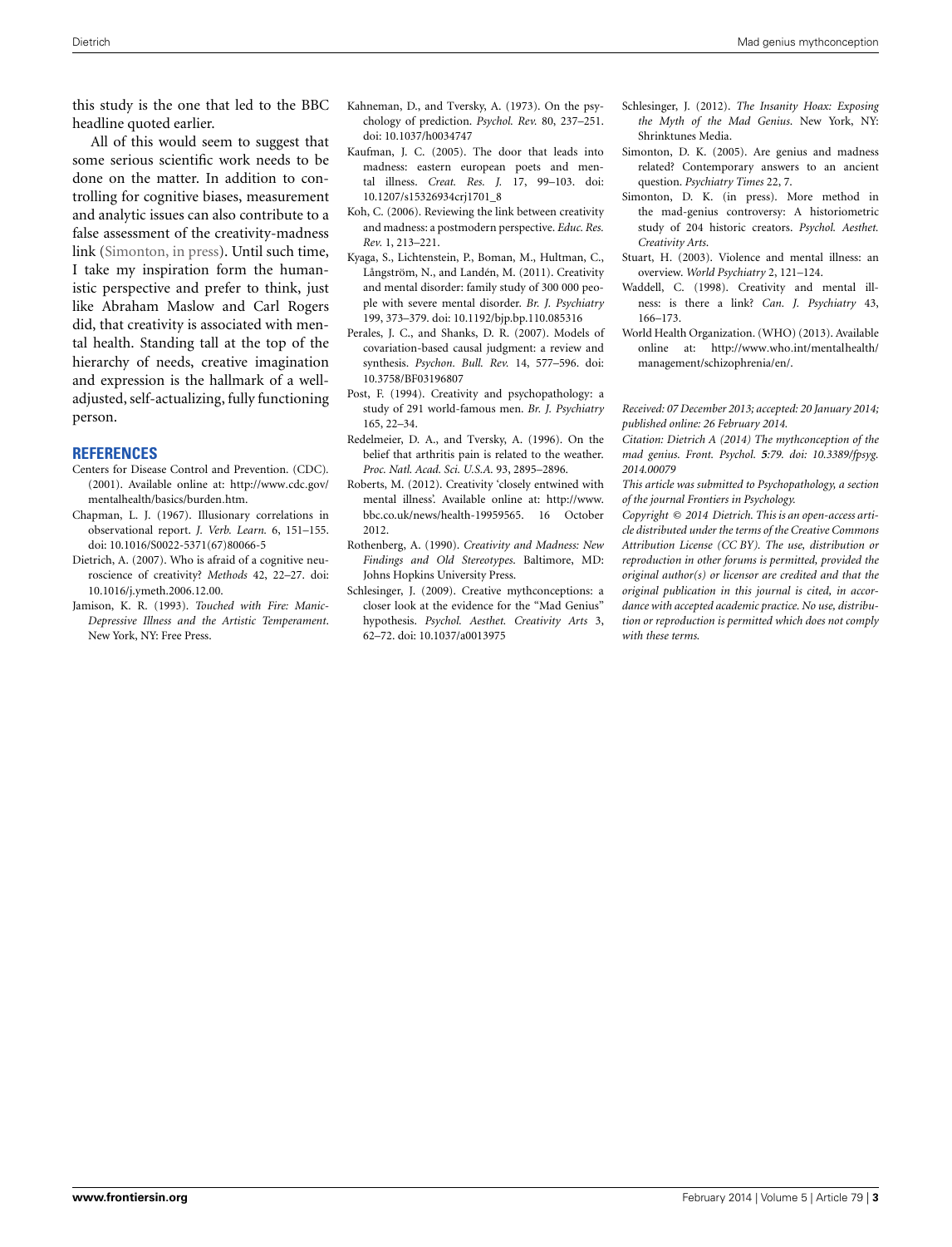this study is the one that led to the BBC headline quoted earlier.

All of this would seem to suggest that some serious scientific work needs to be done on the matter. In addition to controlling for cognitive biases, measurement and analytic issues can also contribute to a false assessment of the creativity-madness link (Simonton, in press). Until such time, I take my inspiration form the humanistic perspective and prefer to think, just like Abraham Maslow and Carl Rogers did, that creativity is associated with mental health. Standing tall at the top of the hierarchy of needs, creative imagination and expression is the hallmark of a well-adjusted, self-actualizing, fully functioning person.

## REFERENCES

Centers for Disease Control and Prevention. (CDC). (2001). Available online at: http://www.cdc.gov/mentalhealth/basics/burden.htm.

Chapman, L. J. (1967). Illusionary correlations in observational report. *J. Verb. Learn.* 6, 151–155. doi: 10.1016/S0022-5371(67)80066-5

Dietrich, A. (2007). Who is afraid of a cognitive neuroscience of creativity? *Methods* 42, 22–27. doi: 10.1016/j.ymeth.2006.12.00.

Jamison, K. R. (1993). *Touched with Fire: Manic-Depressive Illness and the Artistic Temperament*. New York, NY: Free Press.

Kahneman, D., and Tversky, A. (1973). On the psychology of prediction. *Psychol. Rev.* 80, 237–251. doi: 10.1037/h0034747

Kaufman, J. C. (2005). The door that leads into madness: eastern european poets and mental illness. *Creat. Res. J.* 17, 99–103. doi: 10.1207/s15326934crj1701_8

Koh, C. (2006). Reviewing the link between creativity and madness: a postmodern perspective. *Educ. Res. Rev.* 1, 213–221.

Kyaga, S., Lichtenstein, P., Boman, M., Hultman, C., Långström, N., and Landén, M. (2011). Creativity and mental disorder: family study of 300 000 people with severe mental disorder. *Br. J. Psychiatry* 199, 373–379. doi: 10.1192/bjp.bp.110.085316

Perales, J. C., and Shanks, D. R. (2007). Models of covariation-based causal judgment: a review and synthesis. *Psychon. Bull. Rev.* 14, 577–596. doi: 10.3758/BF03196807

Post, F. (1994). Creativity and psychopathology: a study of 291 world-famous men. *Br. J. Psychiatry* 165, 22–34.

Redelmeier, D. A., and Tversky, A. (1996). On the belief that arthritis pain is related to the weather. *Proc. Natl. Acad. Sci. U.S.A.* 93, 2895–2896.

Roberts, M. (2012). Creativity 'closely entwined with mental illness'. Available online at: http://www.bbc.co.uk/news/health-19959565. 16 October 2012.

Rothenberg, A. (1990). *Creativity and Madness: New Findings and Old Stereotypes*. Baltimore, MD: Johns Hopkins University Press.

Schlesinger, J. (2009). Creative mythconceptions: a closer look at the evidence for the "Mad Genius" hypothesis. *Psychol. Aesthet. Creativity Arts* 3, 62–72. doi: 10.1037/a0013975

Schlesinger, J. (2012). *The Insanity Hoax: Exposing the Myth of the Mad Genius*. New York, NY: Shrinktunes Media.

Simonton, D. K. (2005). Are genius and madness related? Contemporary answers to an ancient question. *Psychiatry Times* 22, 7.

Simonton, D. K. (in press). More method in the mad-genius controversy: A historiometric study of 204 historic creators. *Psychol. Aesthet. Creativity Arts*.

Stuart, H. (2003). Violence and mental illness: an overview. *World Psychiatry* 2, 121–124.

Waddell, C. (1998). Creativity and mental illness: is there a link? *Can. J. Psychiatry* 43, 166–173.

World Health Organization. (WHO) (2013). Available online at: http://www.who.int/mentalhealth/management/schizophrenia/en/.

*Received: 07 December 2013; accepted: 20 January 2014; published online: 26 February 2014.*

*Citation: Dietrich A (2014) The mythconception of the mad genius. Front. Psychol. **5**:79. doi: 10.3389/fpsyg.2014.00079*

*This article was submitted to Psychopathology, a section of the journal Frontiers in Psychology.*

*Copyright © 2014 Dietrich. This is an open-access article distributed under the terms of the Creative Commons Attribution License (CC BY). The use, distribution or reproduction in other forums is permitted, provided the original author(s) or licensor are credited and that the original publication in this journal is cited, in accordance with accepted academic practice. No use, distribution or reproduction is permitted which does not comply with these terms.*